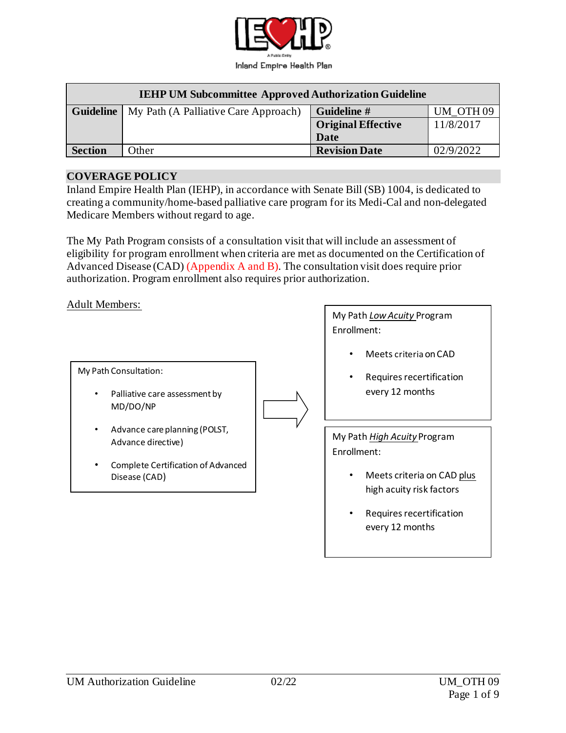Inland Empire Health Plan

| IEHP UM Subcommittee Approved Authorization Guideline | | | |
|---|---|---|---|
| **Guideline** | My Path (A Palliative Care Approach) | **Guideline #** | UM_OTH 09 |
| | | **Original Effective Date** | 11/8/2017 |
| **Section** | Other | **Revision Date** | 02/9/2022 |

## COVERAGE POLICY

Inland Empire Health Plan (IEHP), in accordance with Senate Bill (SB) 1004, is dedicated to creating a community/home-based palliative care program for its Medi-Cal and non-delegated Medicare Members without regard to age.

The My Path Program consists of a consultation visit that will include an assessment of eligibility for program enrollment when criteria are met as documented on the Certification of Advanced Disease (CAD) (Appendix A and B). The consultation visit does require prior authorization. Program enrollment also requires prior authorization.

Adult Members:

My Path Consultation:

- Palliative care assessment by MD/DO/NP
- Advance care planning (POLST, Advance directive)
- Complete Certification of Advanced Disease (CAD)

→

My Path *Low Acuity* Program Enrollment:

- Meets criteria on CAD
- Requires recertification every 12 months

My Path *High Acuity* Program Enrollment:

- Meets criteria on CAD plus high acuity risk factors
- Requires recertification every 12 months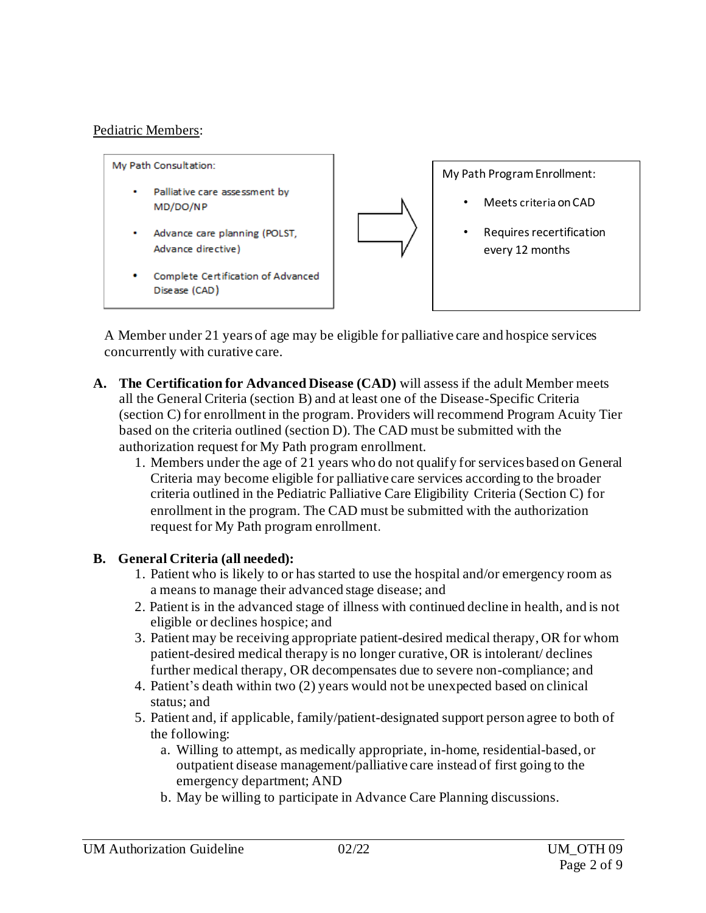Pediatric Members:

My Path Consultation:

- Palliative care assessment by MD/DO/NP
- Advance care planning (POLST, Advance directive)
- Complete Certification of Advanced Disease (CAD)

→

My Path Program Enrollment:

- Meets criteria on CAD
- Requires recertification every 12 months

A Member under 21 years of age may be eligible for palliative care and hospice services concurrently with curative care.

**A. The Certification for Advanced Disease (CAD)** will assess if the adult Member meets all the General Criteria (section B) and at least one of the Disease-Specific Criteria (section C) for enrollment in the program. Providers will recommend Program Acuity Tier based on the criteria outlined (section D). The CAD must be submitted with the authorization request for My Path program enrollment.

1. Members under the age of 21 years who do not qualify for services based on General Criteria may become eligible for palliative care services according to the broader criteria outlined in the Pediatric Palliative Care Eligibility Criteria (Section C) for enrollment in the program. The CAD must be submitted with the authorization request for My Path program enrollment.

**B. General Criteria (all needed):**

1. Patient who is likely to or has started to use the hospital and/or emergency room as a means to manage their advanced stage disease; and
2. Patient is in the advanced stage of illness with continued decline in health, and is not eligible or declines hospice; and
3. Patient may be receiving appropriate patient-desired medical therapy, OR for whom patient-desired medical therapy is no longer curative, OR is intolerant/ declines further medical therapy, OR decompensates due to severe non-compliance; and
4. Patient's death within two (2) years would not be unexpected based on clinical status; and
5. Patient and, if applicable, family/patient-designated support person agree to both of the following:
   a. Willing to attempt, as medically appropriate, in-home, residential-based, or outpatient disease management/palliative care instead of first going to the emergency department; AND
   b. May be willing to participate in Advance Care Planning discussions.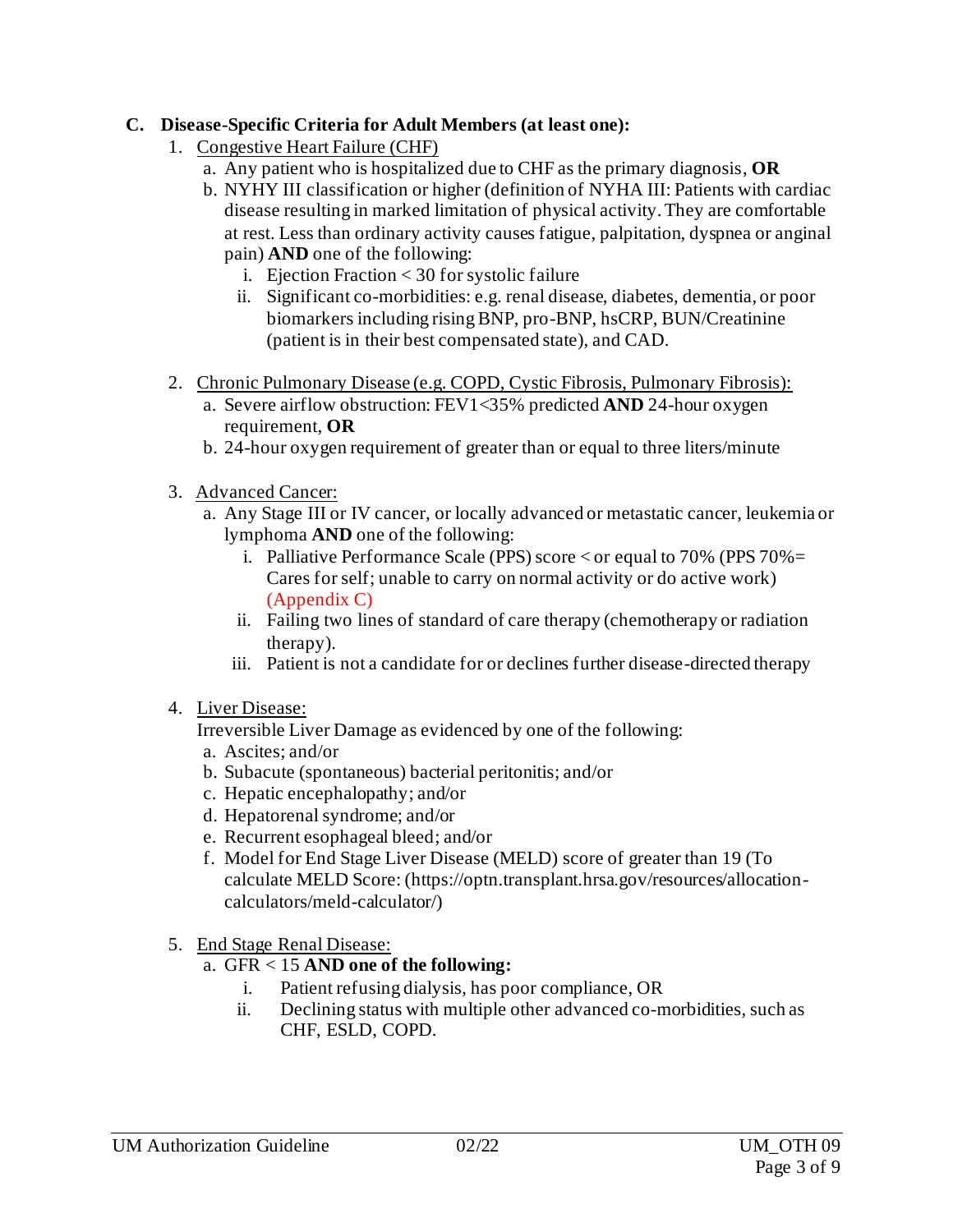**C. Disease-Specific Criteria for Adult Members (at least one):**

1. Congestive Heart Failure (CHF)
   a. Any patient who is hospitalized due to CHF as the primary diagnosis, **OR**
   b. NYHY III classification or higher (definition of NYHA III: Patients with cardiac disease resulting in marked limitation of physical activity. They are comfortable at rest. Less than ordinary activity causes fatigue, palpitation, dyspnea or anginal pain) **AND** one of the following:
      i. Ejection Fraction < 30 for systolic failure
      ii. Significant co-morbidities: e.g. renal disease, diabetes, dementia, or poor biomarkers including rising BNP, pro-BNP, hsCRP, BUN/Creatinine (patient is in their best compensated state), and CAD.

2. Chronic Pulmonary Disease (e.g. COPD, Cystic Fibrosis, Pulmonary Fibrosis):
   a. Severe airflow obstruction: FEV1<35% predicted **AND** 24-hour oxygen requirement, **OR**
   b. 24-hour oxygen requirement of greater than or equal to three liters/minute

3. Advanced Cancer:
   a. Any Stage III or IV cancer, or locally advanced or metastatic cancer, leukemia or lymphoma **AND** one of the following:
      i. Palliative Performance Scale (PPS) score < or equal to 70% (PPS 70%= Cares for self; unable to carry on normal activity or do active work) (Appendix C)
      ii. Failing two lines of standard of care therapy (chemotherapy or radiation therapy).
      iii. Patient is not a candidate for or declines further disease-directed therapy

4. Liver Disease:
   Irreversible Liver Damage as evidenced by one of the following:
   a. Ascites; and/or
   b. Subacute (spontaneous) bacterial peritonitis; and/or
   c. Hepatic encephalopathy; and/or
   d. Hepatorenal syndrome; and/or
   e. Recurrent esophageal bleed; and/or
   f. Model for End Stage Liver Disease (MELD) score of greater than 19 (To calculate MELD Score: (https://optn.transplant.hrsa.gov/resources/allocation-calculators/meld-calculator/)

5. End Stage Renal Disease:
   a. GFR < 15 **AND one of the following:**
      i. Patient refusing dialysis, has poor compliance, OR
      ii. Declining status with multiple other advanced co-morbidities, such as CHF, ESLD, COPD.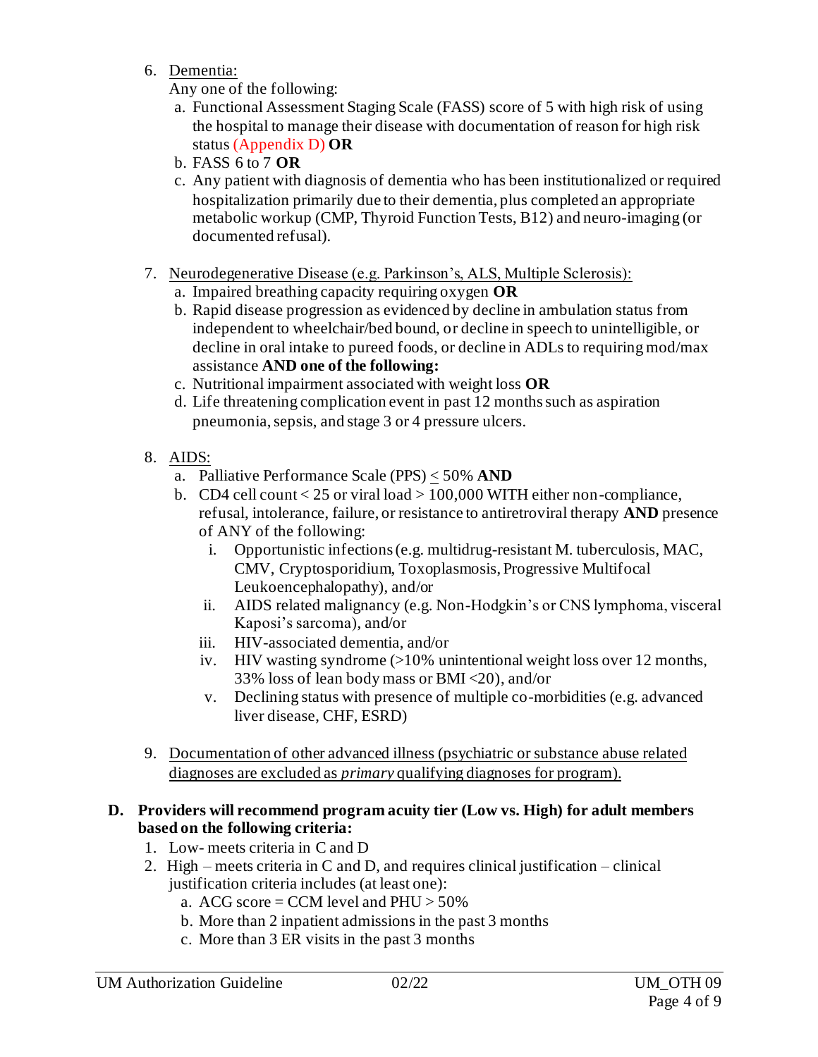6. Dementia:

   Any one of the following:

   a. Functional Assessment Staging Scale (FASS) score of 5 with high risk of using the hospital to manage their disease with documentation of reason for high risk status (Appendix D) **OR**
   b. FASS 6 to 7 **OR**
   c. Any patient with diagnosis of dementia who has been institutionalized or required hospitalization primarily due to their dementia, plus completed an appropriate metabolic workup (CMP, Thyroid Function Tests, B12) and neuro-imaging (or documented refusal).

7. Neurodegenerative Disease (e.g. Parkinson's, ALS, Multiple Sclerosis):

   a. Impaired breathing capacity requiring oxygen **OR**
   b. Rapid disease progression as evidenced by decline in ambulation status from independent to wheelchair/bed bound, or decline in speech to unintelligible, or decline in oral intake to pureed foods, or decline in ADLs to requiring mod/max assistance **AND one of the following:**
   c. Nutritional impairment associated with weight loss **OR**
   d. Life threatening complication event in past 12 months such as aspiration pneumonia, sepsis, and stage 3 or 4 pressure ulcers.

8. AIDS:

   a. Palliative Performance Scale (PPS) ≤ 50% **AND**
   b. CD4 cell count < 25 or viral load > 100,000 WITH either non-compliance, refusal, intolerance, failure, or resistance to antiretroviral therapy **AND** presence of ANY of the following:
      i. Opportunistic infections (e.g. multidrug-resistant M. tuberculosis, MAC, CMV, Cryptosporidium, Toxoplasmosis, Progressive Multifocal Leukoencephalopathy), and/or
      ii. AIDS related malignancy (e.g. Non-Hodgkin's or CNS lymphoma, visceral Kaposi's sarcoma), and/or
      iii. HIV-associated dementia, and/or
      iv. HIV wasting syndrome (>10% unintentional weight loss over 12 months, 33% loss of lean body mass or BMI <20), and/or
      v. Declining status with presence of multiple co-morbidities (e.g. advanced liver disease, CHF, ESRD)

9. Documentation of other advanced illness (psychiatric or substance abuse related diagnoses are excluded as *primary* qualifying diagnoses for program).

**D. Providers will recommend program acuity tier (Low vs. High) for adult members based on the following criteria:**

1. Low- meets criteria in C and D
2. High – meets criteria in C and D, and requires clinical justification – clinical justification criteria includes (at least one):
   a. ACG score = CCM level and PHU > 50%
   b. More than 2 inpatient admissions in the past 3 months
   c. More than 3 ER visits in the past 3 months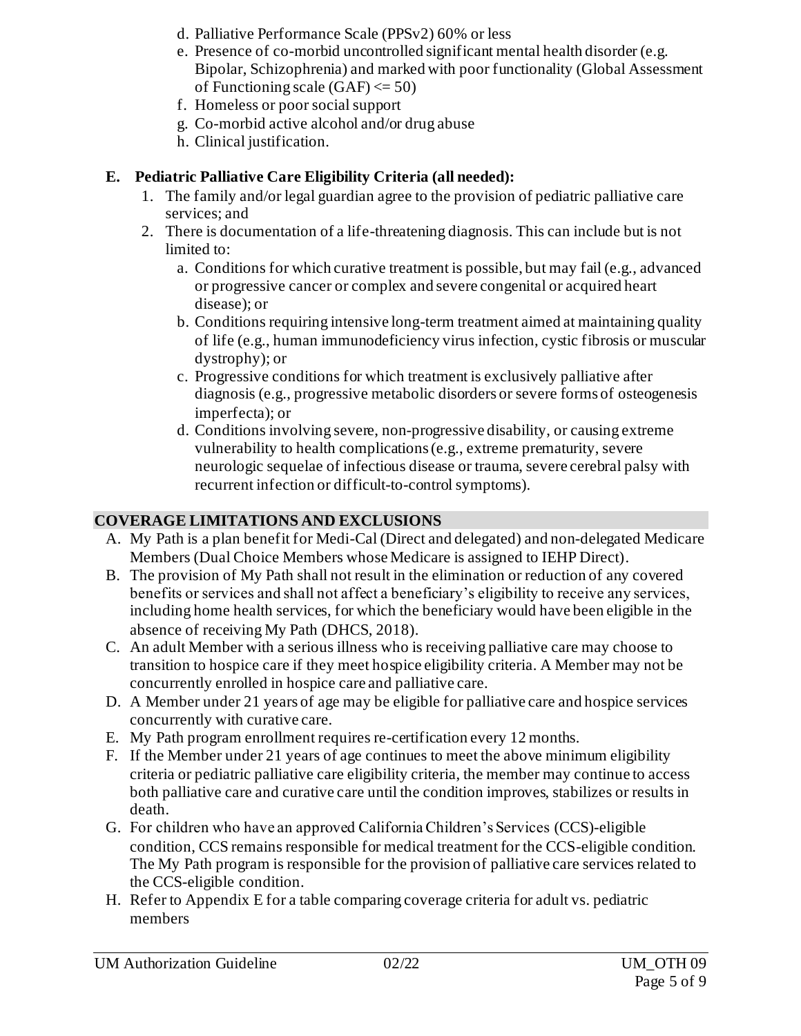d. Palliative Performance Scale (PPSv2) 60% or less
e. Presence of co-morbid uncontrolled significant mental health disorder (e.g. Bipolar, Schizophrenia) and marked with poor functionality (Global Assessment of Functioning scale (GAF) <= 50)
f. Homeless or poor social support
g. Co-morbid active alcohol and/or drug abuse
h. Clinical justification.

**E. Pediatric Palliative Care Eligibility Criteria (all needed):**

1. The family and/or legal guardian agree to the provision of pediatric palliative care services; and
2. There is documentation of a life-threatening diagnosis. This can include but is not limited to:
   a. Conditions for which curative treatment is possible, but may fail (e.g., advanced or progressive cancer or complex and severe congenital or acquired heart disease); or
   b. Conditions requiring intensive long-term treatment aimed at maintaining quality of life (e.g., human immunodeficiency virus infection, cystic fibrosis or muscular dystrophy); or
   c. Progressive conditions for which treatment is exclusively palliative after diagnosis (e.g., progressive metabolic disorders or severe forms of osteogenesis imperfecta); or
   d. Conditions involving severe, non-progressive disability, or causing extreme vulnerability to health complications (e.g., extreme prematurity, severe neurologic sequelae of infectious disease or trauma, severe cerebral palsy with recurrent infection or difficult-to-control symptoms).

## COVERAGE LIMITATIONS AND EXCLUSIONS

A. My Path is a plan benefit for Medi-Cal (Direct and delegated) and non-delegated Medicare Members (Dual Choice Members whose Medicare is assigned to IEHP Direct).
B. The provision of My Path shall not result in the elimination or reduction of any covered benefits or services and shall not affect a beneficiary's eligibility to receive any services, including home health services, for which the beneficiary would have been eligible in the absence of receiving My Path (DHCS, 2018).
C. An adult Member with a serious illness who is receiving palliative care may choose to transition to hospice care if they meet hospice eligibility criteria. A Member may not be concurrently enrolled in hospice care and palliative care.
D. A Member under 21 years of age may be eligible for palliative care and hospice services concurrently with curative care.
E. My Path program enrollment requires re-certification every 12 months.
F. If the Member under 21 years of age continues to meet the above minimum eligibility criteria or pediatric palliative care eligibility criteria, the member may continue to access both palliative care and curative care until the condition improves, stabilizes or results in death.
G. For children who have an approved California Children's Services (CCS)-eligible condition, CCS remains responsible for medical treatment for the CCS-eligible condition. The My Path program is responsible for the provision of palliative care services related to the CCS-eligible condition.
H. Refer to Appendix E for a table comparing coverage criteria for adult vs. pediatric members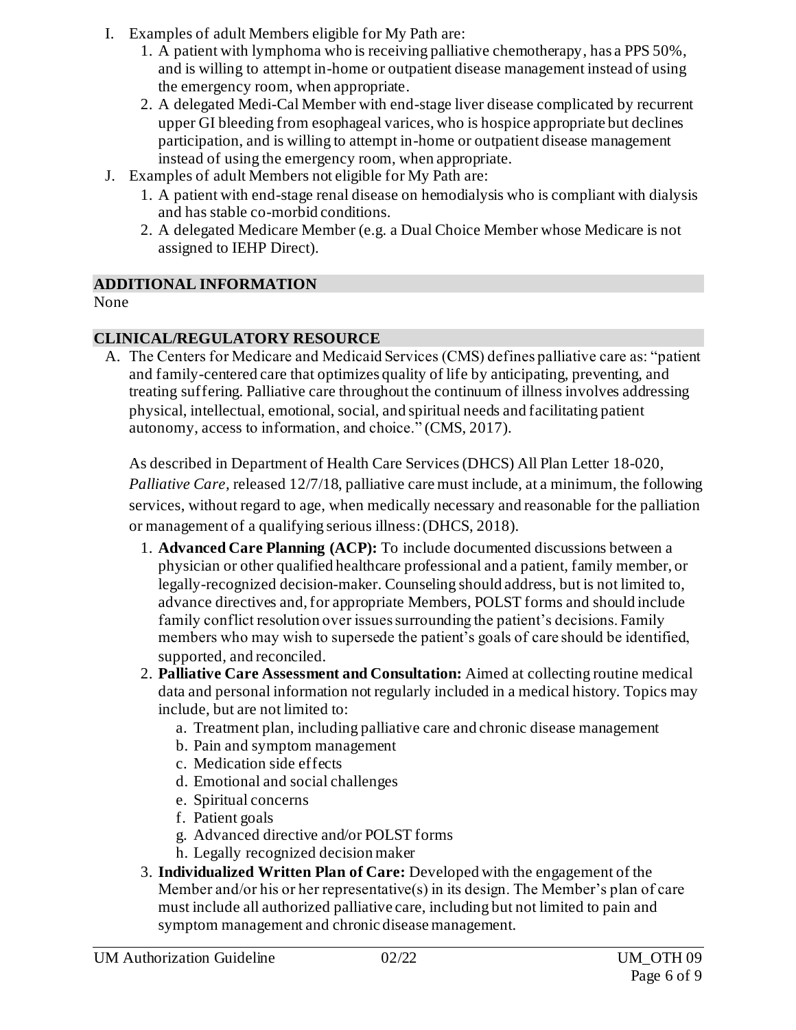I. Examples of adult Members eligible for My Path are:
   1. A patient with lymphoma who is receiving palliative chemotherapy, has a PPS 50%, and is willing to attempt in-home or outpatient disease management instead of using the emergency room, when appropriate.
   2. A delegated Medi-Cal Member with end-stage liver disease complicated by recurrent upper GI bleeding from esophageal varices, who is hospice appropriate but declines participation, and is willing to attempt in-home or outpatient disease management instead of using the emergency room, when appropriate.

J. Examples of adult Members not eligible for My Path are:
   1. A patient with end-stage renal disease on hemodialysis who is compliant with dialysis and has stable co-morbid conditions.
   2. A delegated Medicare Member (e.g. a Dual Choice Member whose Medicare is not assigned to IEHP Direct).

## ADDITIONAL INFORMATION

None

## CLINICAL/REGULATORY RESOURCE

A. The Centers for Medicare and Medicaid Services (CMS) defines palliative care as: "patient and family-centered care that optimizes quality of life by anticipating, preventing, and treating suffering. Palliative care throughout the continuum of illness involves addressing physical, intellectual, emotional, social, and spiritual needs and facilitating patient autonomy, access to information, and choice." (CMS, 2017).

   As described in Department of Health Care Services (DHCS) All Plan Letter 18-020, *Palliative Care,* released 12/7/18, palliative care must include, at a minimum, the following services, without regard to age, when medically necessary and reasonable for the palliation or management of a qualifying serious illness: (DHCS, 2018).

   1. **Advanced Care Planning (ACP):** To include documented discussions between a physician or other qualified healthcare professional and a patient, family member, or legally-recognized decision-maker. Counseling should address, but is not limited to, advance directives and, for appropriate Members, POLST forms and should include family conflict resolution over issues surrounding the patient's decisions. Family members who may wish to supersede the patient's goals of care should be identified, supported, and reconciled.
   2. **Palliative Care Assessment and Consultation:** Aimed at collecting routine medical data and personal information not regularly included in a medical history. Topics may include, but are not limited to:
      a. Treatment plan, including palliative care and chronic disease management
      b. Pain and symptom management
      c. Medication side effects
      d. Emotional and social challenges
      e. Spiritual concerns
      f. Patient goals
      g. Advanced directive and/or POLST forms
      h. Legally recognized decision maker
   3. **Individualized Written Plan of Care:** Developed with the engagement of the Member and/or his or her representative(s) in its design. The Member's plan of care must include all authorized palliative care, including but not limited to pain and symptom management and chronic disease management.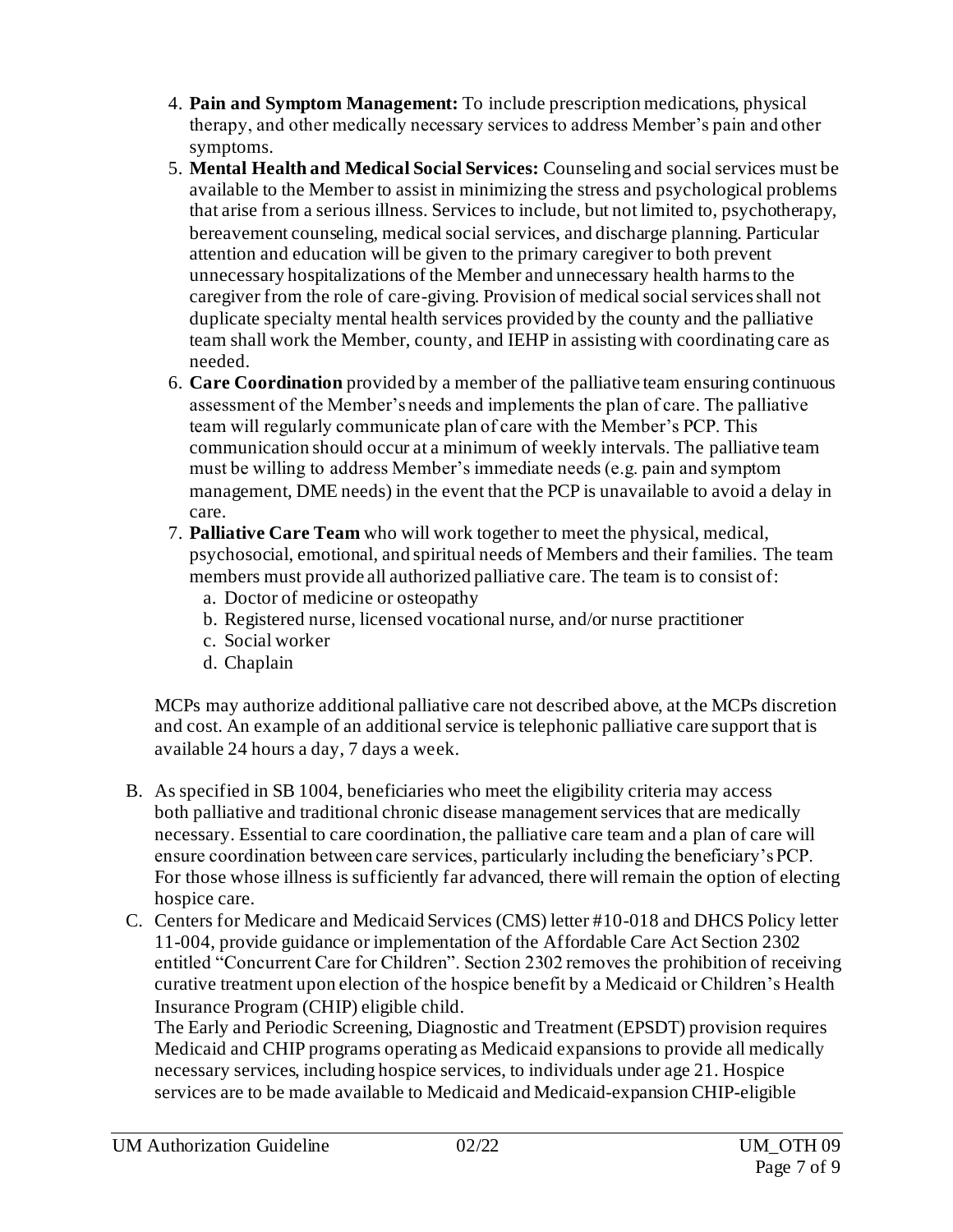4. **Pain and Symptom Management:** To include prescription medications, physical therapy, and other medically necessary services to address Member's pain and other symptoms.
5. **Mental Health and Medical Social Services:** Counseling and social services must be available to the Member to assist in minimizing the stress and psychological problems that arise from a serious illness. Services to include, but not limited to, psychotherapy, bereavement counseling, medical social services, and discharge planning. Particular attention and education will be given to the primary caregiver to both prevent unnecessary hospitalizations of the Member and unnecessary health harms to the caregiver from the role of care-giving. Provision of medical social services shall not duplicate specialty mental health services provided by the county and the palliative team shall work the Member, county, and IEHP in assisting with coordinating care as needed.
6. **Care Coordination** provided by a member of the palliative team ensuring continuous assessment of the Member's needs and implements the plan of care. The palliative team will regularly communicate plan of care with the Member's PCP. This communication should occur at a minimum of weekly intervals. The palliative team must be willing to address Member's immediate needs (e.g. pain and symptom management, DME needs) in the event that the PCP is unavailable to avoid a delay in care.
7. **Palliative Care Team** who will work together to meet the physical, medical, psychosocial, emotional, and spiritual needs of Members and their families. The team members must provide all authorized palliative care. The team is to consist of:
   a. Doctor of medicine or osteopathy
   b. Registered nurse, licensed vocational nurse, and/or nurse practitioner
   c. Social worker
   d. Chaplain

MCPs may authorize additional palliative care not described above, at the MCPs discretion and cost. An example of an additional service is telephonic palliative care support that is available 24 hours a day, 7 days a week.

B. As specified in SB 1004, beneficiaries who meet the eligibility criteria may access both palliative and traditional chronic disease management services that are medically necessary. Essential to care coordination, the palliative care team and a plan of care will ensure coordination between care services, particularly including the beneficiary's PCP. For those whose illness is sufficiently far advanced, there will remain the option of electing hospice care.

C. Centers for Medicare and Medicaid Services (CMS) letter #10-018 and DHCS Policy letter 11-004, provide guidance or implementation of the Affordable Care Act Section 2302 entitled "Concurrent Care for Children". Section 2302 removes the prohibition of receiving curative treatment upon election of the hospice benefit by a Medicaid or Children's Health Insurance Program (CHIP) eligible child.
The Early and Periodic Screening, Diagnostic and Treatment (EPSDT) provision requires Medicaid and CHIP programs operating as Medicaid expansions to provide all medically necessary services, including hospice services, to individuals under age 21. Hospice services are to be made available to Medicaid and Medicaid-expansion CHIP-eligible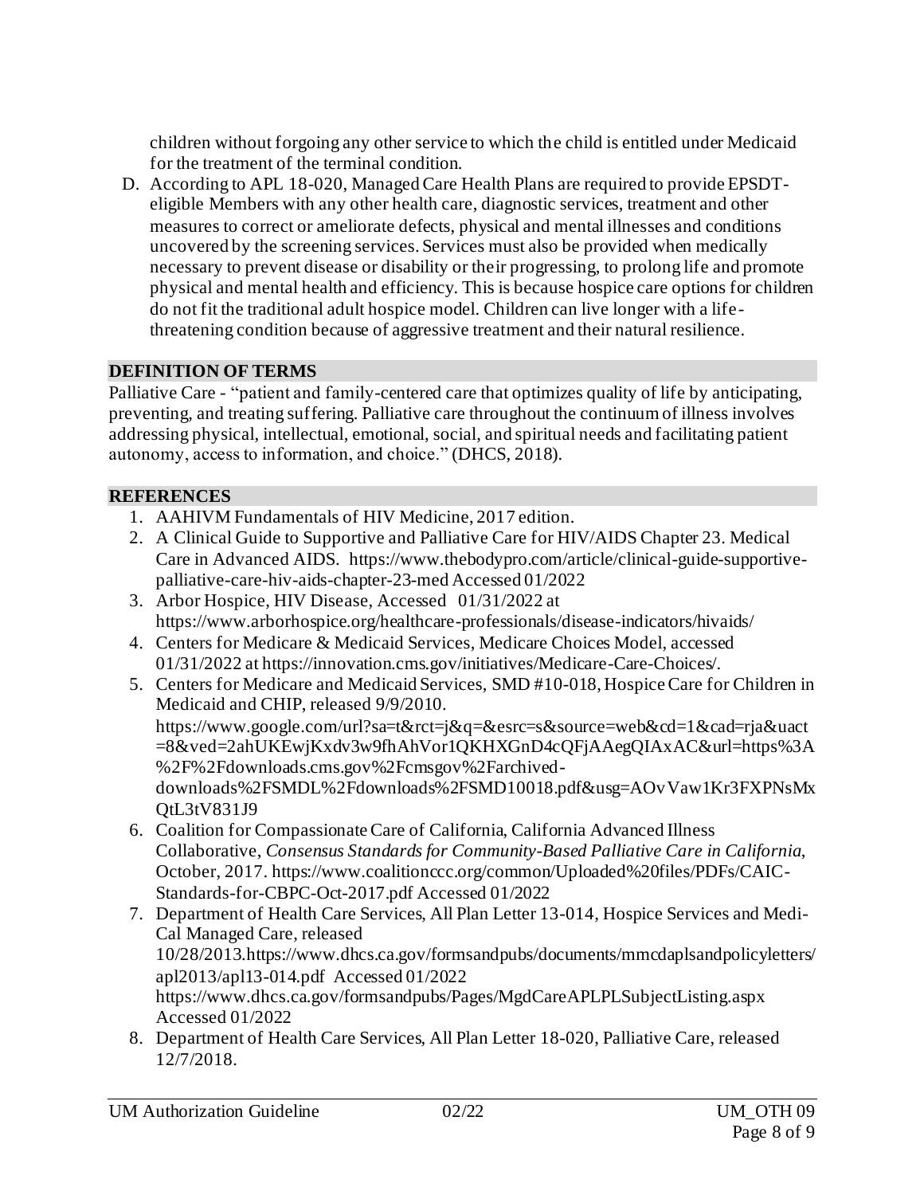children without forgoing any other service to which the child is entitled under Medicaid for the treatment of the terminal condition.

D. According to APL 18-020, Managed Care Health Plans are required to provide EPSDT-eligible Members with any other health care, diagnostic services, treatment and other measures to correct or ameliorate defects, physical and mental illnesses and conditions uncovered by the screening services. Services must also be provided when medically necessary to prevent disease or disability or their progressing, to prolong life and promote physical and mental health and efficiency. This is because hospice care options for children do not fit the traditional adult hospice model. Children can live longer with a life-threatening condition because of aggressive treatment and their natural resilience.

## DEFINITION OF TERMS

Palliative Care - "patient and family-centered care that optimizes quality of life by anticipating, preventing, and treating suffering. Palliative care throughout the continuum of illness involves addressing physical, intellectual, emotional, social, and spiritual needs and facilitating patient autonomy, access to information, and choice." (DHCS, 2018).

## REFERENCES

1. AAHIVM Fundamentals of HIV Medicine, 2017 edition.
2. A Clinical Guide to Supportive and Palliative Care for HIV/AIDS Chapter 23. Medical Care in Advanced AIDS. https://www.thebodypro.com/article/clinical-guide-supportive-palliative-care-hiv-aids-chapter-23-med Accessed 01/2022
3. Arbor Hospice, HIV Disease, Accessed 01/31/2022 at https://www.arborhospice.org/healthcare-professionals/disease-indicators/hivaids/
4. Centers for Medicare & Medicaid Services, Medicare Choices Model, accessed 01/31/2022 at https://innovation.cms.gov/initiatives/Medicare-Care-Choices/.
5. Centers for Medicare and Medicaid Services, SMD #10-018, Hospice Care for Children in Medicaid and CHIP, released 9/9/2010. https://www.google.com/url?sa=t&rct=j&q=&esrc=s&source=web&cd=1&cad=rja&uact=8&ved=2ahUKEwjKxdv3w9fhAhVor1QKHXGnD4cQFjAAegQIAxAC&url=https%3A%2F%2Fdownloads.cms.gov%2Fcmsgov%2Farchived-downloads%2FSMDL%2Fdownloads%2FSMD10018.pdf&usg=AOvVaw1Kr3FXPNsMxQtL3tV831J9
6. Coalition for Compassionate Care of California, California Advanced Illness Collaborative, *Consensus Standards for Community-Based Palliative Care in California*, October, 2017. https://www.coalitionccc.org/common/Uploaded%20files/PDFs/CAIC-Standards-for-CBPC-Oct-2017.pdf Accessed 01/2022
7. Department of Health Care Services, All Plan Letter 13-014, Hospice Services and Medi-Cal Managed Care, released 10/28/2013.https://www.dhcs.ca.gov/formsandpubs/documents/mmcdaplsandpolicyletters/apl2013/apl13-014.pdf Accessed 01/2022 https://www.dhcs.ca.gov/formsandpubs/Pages/MgdCareAPLPLSubjectListing.aspx Accessed 01/2022
8. Department of Health Care Services, All Plan Letter 18-020, Palliative Care, released 12/7/2018.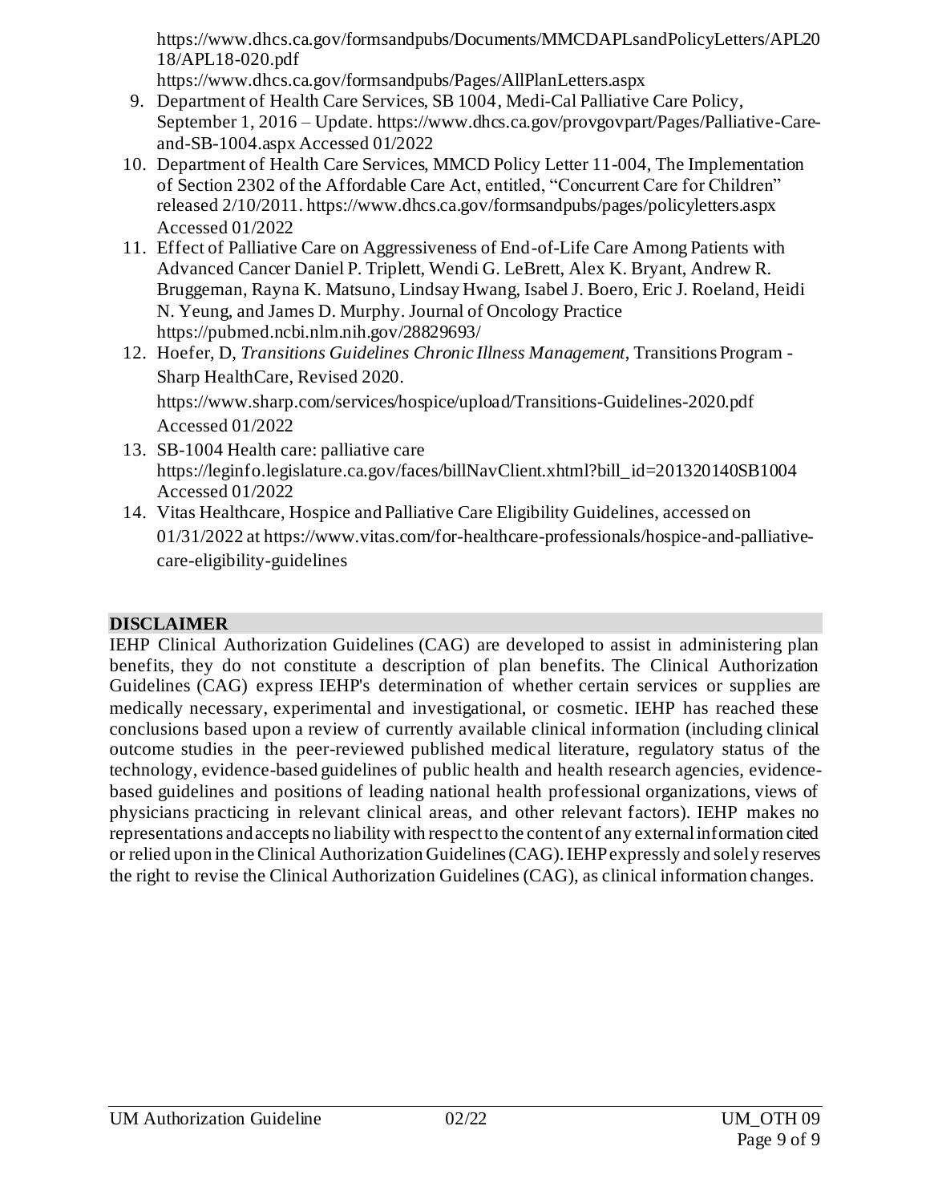https://www.dhcs.ca.gov/formsandpubs/Documents/MMCDAPLsandPolicyLetters/APL2018/APL18-020.pdf
https://www.dhcs.ca.gov/formsandpubs/Pages/AllPlanLetters.aspx

9. Department of Health Care Services, SB 1004, Medi-Cal Palliative Care Policy, September 1, 2016 – Update. https://www.dhcs.ca.gov/provgovpart/Pages/Palliative-Care-and-SB-1004.aspx Accessed 01/2022
10. Department of Health Care Services, MMCD Policy Letter 11-004, The Implementation of Section 2302 of the Affordable Care Act, entitled, "Concurrent Care for Children" released 2/10/2011. https://www.dhcs.ca.gov/formsandpubs/pages/policyletters.aspx Accessed 01/2022
11. Effect of Palliative Care on Aggressiveness of End-of-Life Care Among Patients with Advanced Cancer Daniel P. Triplett, Wendi G. LeBrett, Alex K. Bryant, Andrew R. Bruggeman, Rayna K. Matsuno, Lindsay Hwang, Isabel J. Boero, Eric J. Roeland, Heidi N. Yeung, and James D. Murphy. Journal of Oncology Practice https://pubmed.ncbi.nlm.nih.gov/28829693/
12. Hoefer, D, *Transitions Guidelines Chronic Illness Management*, Transitions Program - Sharp HealthCare, Revised 2020. https://www.sharp.com/services/hospice/upload/Transitions-Guidelines-2020.pdf Accessed 01/2022
13. SB-1004 Health care: palliative care https://leginfo.legislature.ca.gov/faces/billNavClient.xhtml?bill_id=201320140SB1004 Accessed 01/2022
14. Vitas Healthcare, Hospice and Palliative Care Eligibility Guidelines, accessed on 01/31/2022 at https://www.vitas.com/for-healthcare-professionals/hospice-and-palliative-care-eligibility-guidelines

## DISCLAIMER

IEHP Clinical Authorization Guidelines (CAG) are developed to assist in administering plan benefits, they do not constitute a description of plan benefits. The Clinical Authorization Guidelines (CAG) express IEHP's determination of whether certain services or supplies are medically necessary, experimental and investigational, or cosmetic. IEHP has reached these conclusions based upon a review of currently available clinical information (including clinical outcome studies in the peer-reviewed published medical literature, regulatory status of the technology, evidence-based guidelines of public health and health research agencies, evidence-based guidelines and positions of leading national health professional organizations, views of physicians practicing in relevant clinical areas, and other relevant factors). IEHP makes no representations and accepts no liability with respect to the content of any external information cited or relied upon in the Clinical Authorization Guidelines (CAG). IEHP expressly and solely reserves the right to revise the Clinical Authorization Guidelines (CAG), as clinical information changes.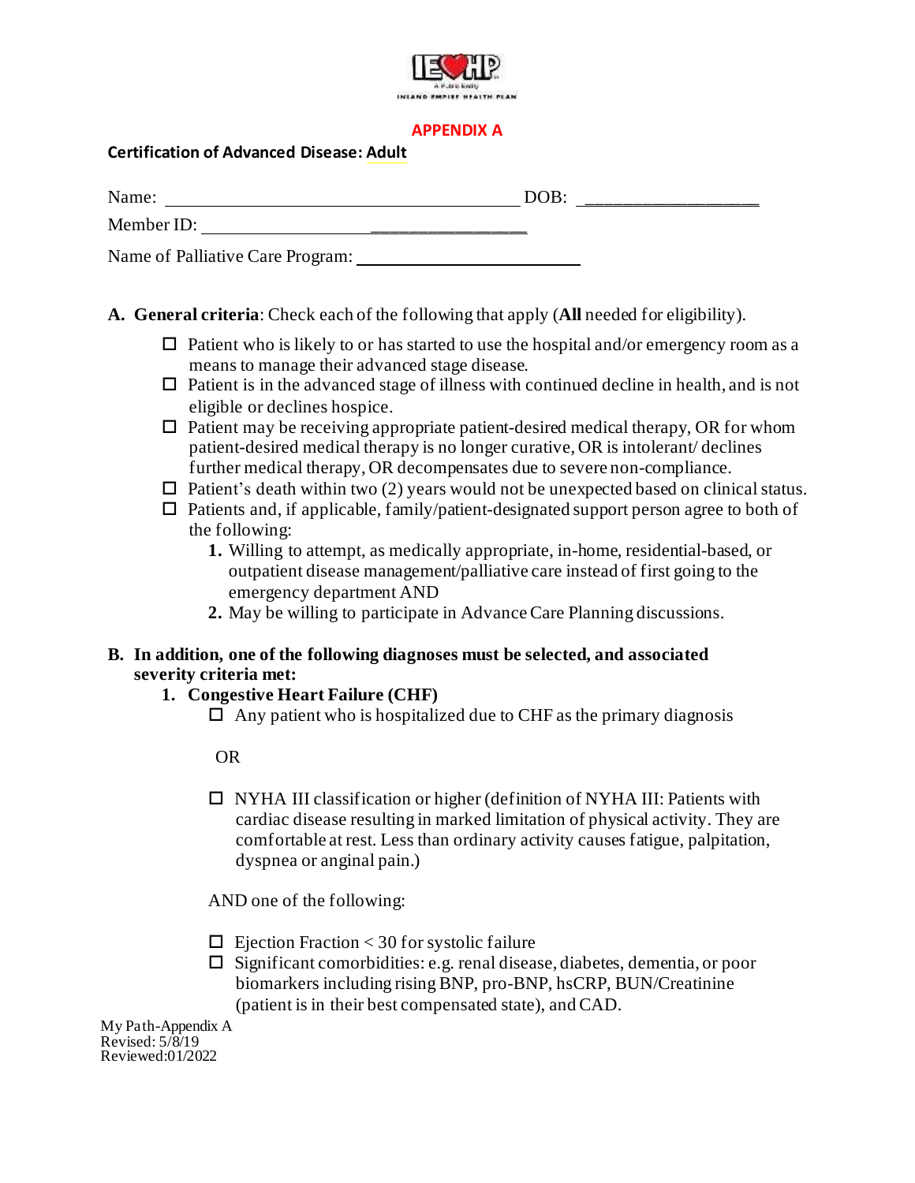## APPENDIX A

**Certification of Advanced Disease: Adult**

Name: ________________________________________ DOB: ___________________

Member ID: ___________________________________

Name of Palliative Care Program: _________________________

**A. General criteria**: Check each of the following that apply (**All** needed for eligibility).

- ☐ Patient who is likely to or has started to use the hospital and/or emergency room as a means to manage their advanced stage disease.
- ☐ Patient is in the advanced stage of illness with continued decline in health, and is not eligible or declines hospice.
- ☐ Patient may be receiving appropriate patient-desired medical therapy, OR for whom patient-desired medical therapy is no longer curative, OR is intolerant/ declines further medical therapy, OR decompensates due to severe non-compliance.
- ☐ Patient's death within two (2) years would not be unexpected based on clinical status.
- ☐ Patients and, if applicable, family/patient-designated support person agree to both of the following:
  1. Willing to attempt, as medically appropriate, in-home, residential-based, or outpatient disease management/palliative care instead of first going to the emergency department AND
  2. May be willing to participate in Advance Care Planning discussions.

**B. In addition, one of the following diagnoses must be selected, and associated severity criteria met:**

1. **Congestive Heart Failure (CHF)**
   - ☐ Any patient who is hospitalized due to CHF as the primary diagnosis

   OR

   - ☐ NYHA III classification or higher (definition of NYHA III: Patients with cardiac disease resulting in marked limitation of physical activity. They are comfortable at rest. Less than ordinary activity causes fatigue, palpitation, dyspnea or anginal pain.)

   AND one of the following:

   - ☐ Ejection Fraction < 30 for systolic failure
   - ☐ Significant comorbidities: e.g. renal disease, diabetes, dementia, or poor biomarkers including rising BNP, pro-BNP, hsCRP, BUN/Creatinine (patient is in their best compensated state), and CAD.

My Path-Appendix A
Revised: 5/8/19
Reviewed:01/2022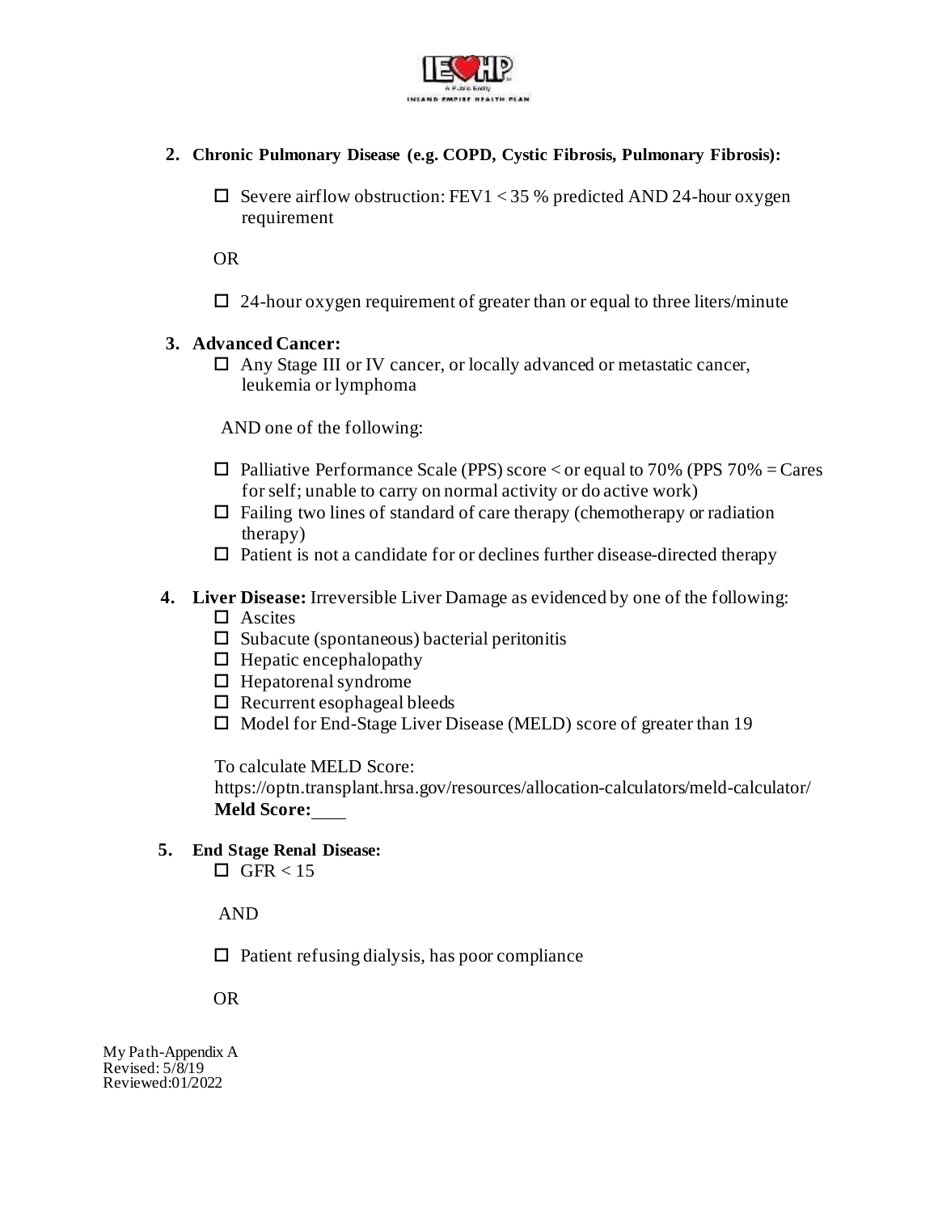2. **Chronic Pulmonary Disease (e.g. COPD, Cystic Fibrosis, Pulmonary Fibrosis):**

   - ☐ Severe airflow obstruction: FEV1 < 35 % predicted AND 24-hour oxygen requirement

   OR

   - ☐ 24-hour oxygen requirement of greater than or equal to three liters/minute

3. **Advanced Cancer:**
   - ☐ Any Stage III or IV cancer, or locally advanced or metastatic cancer, leukemia or lymphoma

   AND one of the following:

   - ☐ Palliative Performance Scale (PPS) score < or equal to 70% (PPS 70% = Cares for self; unable to carry on normal activity or do active work)
   - ☐ Failing two lines of standard of care therapy (chemotherapy or radiation therapy)
   - ☐ Patient is not a candidate for or declines further disease-directed therapy

4. **Liver Disease:** Irreversible Liver Damage as evidenced by one of the following:
   - ☐ Ascites
   - ☐ Subacute (spontaneous) bacterial peritonitis
   - ☐ Hepatic encephalopathy
   - ☐ Hepatorenal syndrome
   - ☐ Recurrent esophageal bleeds
   - ☐ Model for End-Stage Liver Disease (MELD) score of greater than 19

   To calculate MELD Score:
   https://optn.transplant.hrsa.gov/resources/allocation-calculators/meld-calculator/
   **Meld Score:**____

5. **End Stage Renal Disease:**
   - ☐ GFR < 15

   AND

   - ☐ Patient refusing dialysis, has poor compliance

   OR

My Path-Appendix A
Revised: 5/8/19
Reviewed:01/2022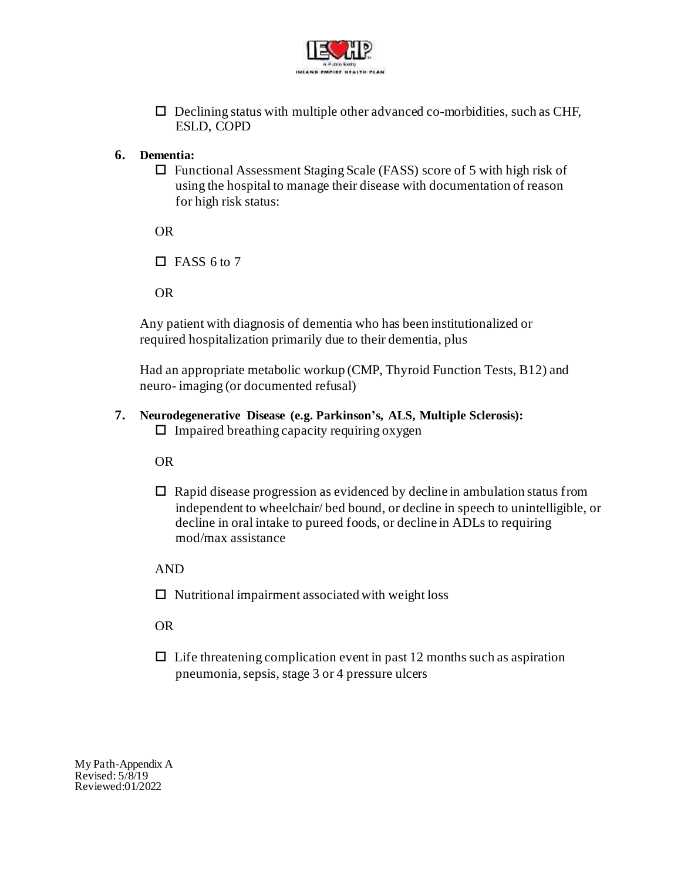- ☐ Declining status with multiple other advanced co-morbidities, such as CHF, ESLD, COPD

**6. Dementia:**

- ☐ Functional Assessment Staging Scale (FASS) score of 5 with high risk of using the hospital to manage their disease with documentation of reason for high risk status:

OR

- ☐ FASS 6 to 7

OR

Any patient with diagnosis of dementia who has been institutionalized or required hospitalization primarily due to their dementia, plus

Had an appropriate metabolic workup (CMP, Thyroid Function Tests, B12) and neuro- imaging (or documented refusal)

**7. Neurodegenerative Disease (e.g. Parkinson's, ALS, Multiple Sclerosis):**

- ☐ Impaired breathing capacity requiring oxygen

OR

- ☐ Rapid disease progression as evidenced by decline in ambulation status from independent to wheelchair/ bed bound, or decline in speech to unintelligible, or decline in oral intake to pureed foods, or decline in ADLs to requiring mod/max assistance

AND

- ☐ Nutritional impairment associated with weight loss

OR

- ☐ Life threatening complication event in past 12 months such as aspiration pneumonia, sepsis, stage 3 or 4 pressure ulcers

My Path-Appendix A
Revised: 5/8/19
Reviewed:01/2022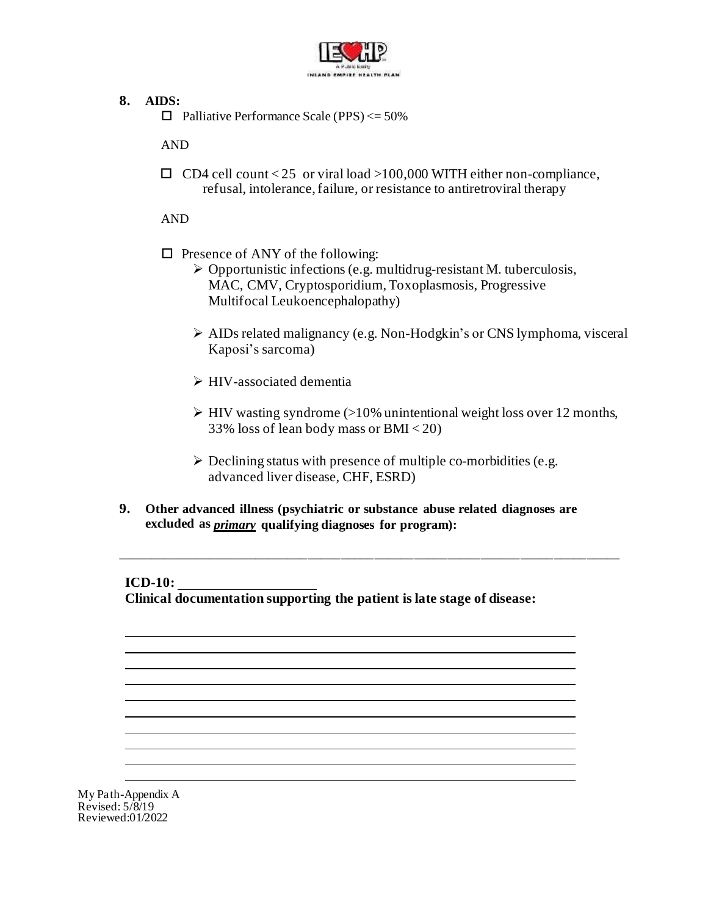**8. AIDS:**

☐ Palliative Performance Scale (PPS) <= 50%

AND

☐ CD4 cell count < 25 or viral load >100,000 WITH either non-compliance, refusal, intolerance, failure, or resistance to antiretroviral therapy

AND

☐ Presence of ANY of the following:

- Opportunistic infections (e.g. multidrug-resistant M. tuberculosis, MAC, CMV, Cryptosporidium, Toxoplasmosis, Progressive Multifocal Leukoencephalopathy)
- AIDs related malignancy (e.g. Non-Hodgkin's or CNS lymphoma, visceral Kaposi's sarcoma)
- HIV-associated dementia
- HIV wasting syndrome (>10% unintentional weight loss over 12 months, 33% loss of lean body mass or BMI < 20)
- Declining status with presence of multiple co-morbidities (e.g. advanced liver disease, CHF, ESRD)

**9. Other advanced illness (psychiatric or substance abuse related diagnoses are excluded as *primary* qualifying diagnoses for program):**

______________________________________________________________________

**ICD-10:** ____________________

**Clinical documentation supporting the patient is late stage of disease:**

______________________________________________________________________
______________________________________________________________________
______________________________________________________________________
______________________________________________________________________
______________________________________________________________________
______________________________________________________________________
______________________________________________________________________
______________________________________________________________________
______________________________________________________________________
______________________________________________________________________

My Path-Appendix A
Revised: 5/8/19
Reviewed:01/2022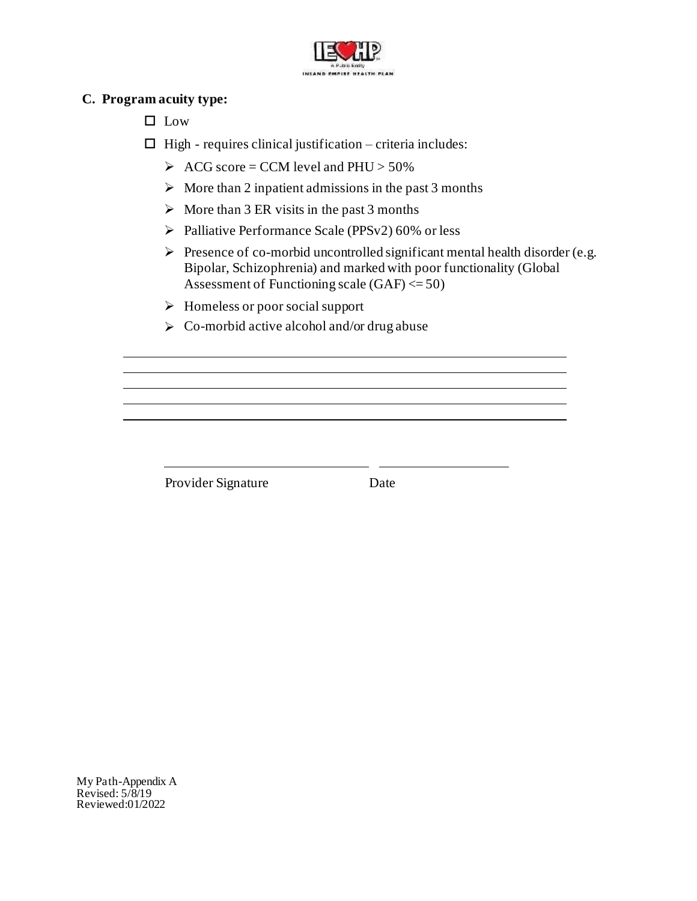**C. Program acuity type:**

- ☐ Low
- ☐ High - requires clinical justification – criteria includes:
  - ➢ ACG score = CCM level and PHU > 50%
  - ➢ More than 2 inpatient admissions in the past 3 months
  - ➢ More than 3 ER visits in the past 3 months
  - ➢ Palliative Performance Scale (PPSv2) 60% or less
  - ➢ Presence of co-morbid uncontrolled significant mental health disorder (e.g. Bipolar, Schizophrenia) and marked with poor functionality (Global Assessment of Functioning scale (GAF) <= 50)
  - ➢ Homeless or poor social support
  - ➢ Co-morbid active alcohol and/or drug abuse

\_\_\_\_\_\_\_\_\_\_\_\_\_\_\_\_\_\_\_\_\_\_\_\_\_\_\_\_\_\_\_\_\_\_\_\_\_\_\_\_\_\_\_\_\_\_\_\_\_\_\_\_\_\_\_\_\_\_\_\_

\_\_\_\_\_\_\_\_\_\_\_\_\_\_\_\_\_\_\_\_\_\_\_\_\_\_\_\_\_\_\_\_\_\_\_\_\_\_\_\_\_\_\_\_\_\_\_\_\_\_\_\_\_\_\_\_\_\_\_\_

\_\_\_\_\_\_\_\_\_\_\_\_\_\_\_\_\_\_\_\_\_\_\_\_\_\_\_\_\_\_\_\_\_\_\_\_\_\_\_\_\_\_\_\_\_\_\_\_\_\_\_\_\_\_\_\_\_\_\_\_

\_\_\_\_\_\_\_\_\_\_\_\_\_\_\_\_\_\_\_\_\_\_\_\_\_\_\_\_\_\_\_\_\_\_\_\_\_\_\_\_\_\_\_\_\_\_\_\_\_\_\_\_\_\_\_\_\_\_\_\_

\_\_\_\_\_\_\_\_\_\_\_\_\_\_\_\_\_\_\_\_\_\_\_\_\_\_\_\_\_\_ \_\_\_\_\_\_\_\_\_\_\_\_\_\_\_\_\_\_\_\_

Provider Signature Date

My Path-Appendix A
Revised: 5/8/19
Reviewed:01/2022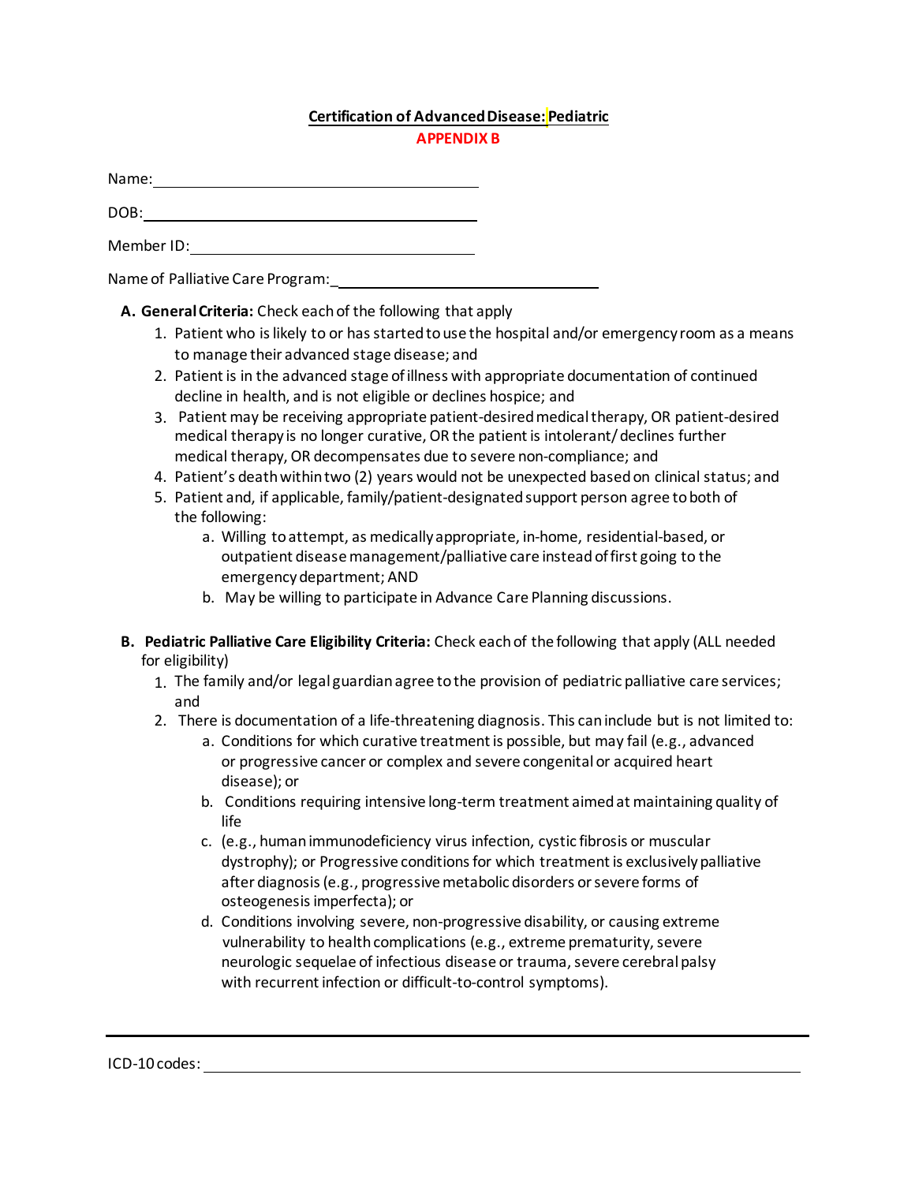**Certification of Advanced Disease: Pediatric**

**APPENDIX B**

Name: \_\_\_\_\_\_\_\_\_\_\_\_\_\_\_\_\_\_\_\_\_\_\_\_\_\_\_\_\_\_\_\_\_\_\_\_\_\_\_\_

DOB: \_\_\_\_\_\_\_\_\_\_\_\_\_\_\_\_\_\_\_\_\_\_\_\_\_\_\_\_\_\_\_\_\_\_\_\_\_\_\_\_

Member ID: \_\_\_\_\_\_\_\_\_\_\_\_\_\_\_\_\_\_\_\_\_\_\_\_\_\_\_\_\_\_\_\_\_\_\_\_\_\_\_\_

Name of Palliative Care Program: \_\_\_\_\_\_\_\_\_\_\_\_\_\_\_\_\_\_\_\_\_\_\_\_\_\_\_\_\_\_\_\_\_\_\_\_\_\_\_\_

**A. General Criteria:** Check each of the following that apply

1. Patient who is likely to or has started to use the hospital and/or emergency room as a means to manage their advanced stage disease; and
2. Patient is in the advanced stage of illness with appropriate documentation of continued decline in health, and is not eligible or declines hospice; and
3. Patient may be receiving appropriate patient-desired medical therapy, OR patient-desired medical therapy is no longer curative, OR the patient is intolerant/ declines further medical therapy, OR decompensates due to severe non-compliance; and
4. Patient's death within two (2) years would not be unexpected based on clinical status; and
5. Patient and, if applicable, family/patient-designated support person agree to both of the following:
   a. Willing to attempt, as medically appropriate, in-home, residential-based, or outpatient disease management/palliative care instead of first going to the emergency department; AND
   b. May be willing to participate in Advance Care Planning discussions.

**B. Pediatric Palliative Care Eligibility Criteria:** Check each of the following that apply (ALL needed for eligibility)

1. The family and/or legal guardian agree to the provision of pediatric palliative care services; and
2. There is documentation of a life-threatening diagnosis. This can include but is not limited to:
   a. Conditions for which curative treatment is possible, but may fail (e.g., advanced or progressive cancer or complex and severe congenital or acquired heart disease); or
   b. Conditions requiring intensive long-term treatment aimed at maintaining quality of life
   c. (e.g., human immunodeficiency virus infection, cystic fibrosis or muscular dystrophy); or Progressive conditions for which treatment is exclusively palliative after diagnosis (e.g., progressive metabolic disorders or severe forms of osteogenesis imperfecta); or
   d. Conditions involving severe, non-progressive disability, or causing extreme vulnerability to health complications (e.g., extreme prematurity, severe neurologic sequelae of infectious disease or trauma, severe cerebral palsy with recurrent infection or difficult-to-control symptoms).

---

ICD-10 codes: \_\_\_\_\_\_\_\_\_\_\_\_\_\_\_\_\_\_\_\_\_\_\_\_\_\_\_\_\_\_\_\_\_\_\_\_\_\_\_\_\_\_\_\_\_\_\_\_\_\_\_\_\_\_\_\_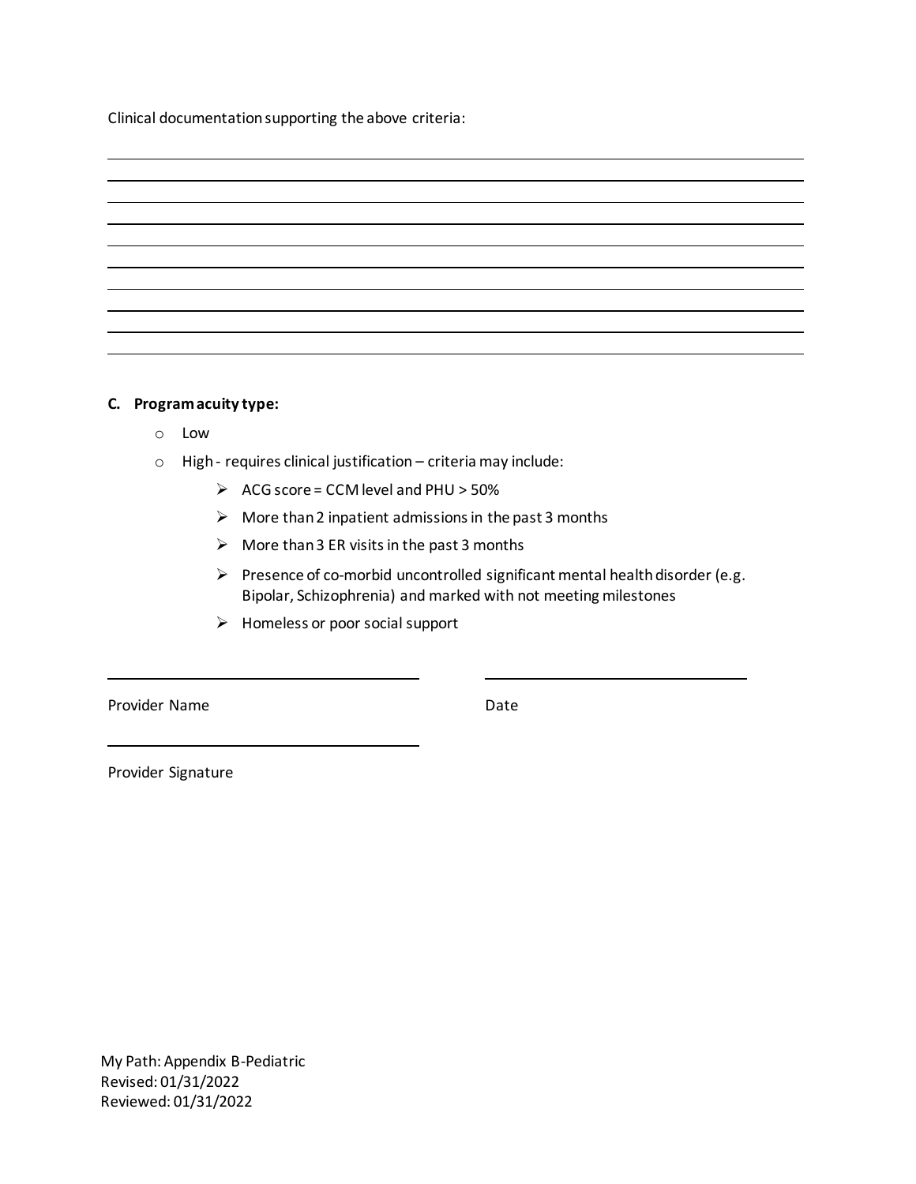Clinical documentation supporting the above criteria:

______________________________________________________________________________

______________________________________________________________________________

______________________________________________________________________________

______________________________________________________________________________

______________________________________________________________________________

______________________________________________________________________________

______________________________________________________________________________

______________________________________________________________________________

______________________________________________________________________________

**C. Program acuity type:**

- Low
- High - requires clinical justification – criteria may include:
  - ACG score = CCM level and PHU > 50%
  - More than 2 inpatient admissions in the past 3 months
  - More than 3 ER visits in the past 3 months
  - Presence of co-morbid uncontrolled significant mental health disorder (e.g. Bipolar, Schizophrenia) and marked with not meeting milestones
  - Homeless or poor social support

______________________________ ______________________________

Provider Name Date

______________________________

Provider Signature

My Path: Appendix B-Pediatric
Revised: 01/31/2022
Reviewed: 01/31/2022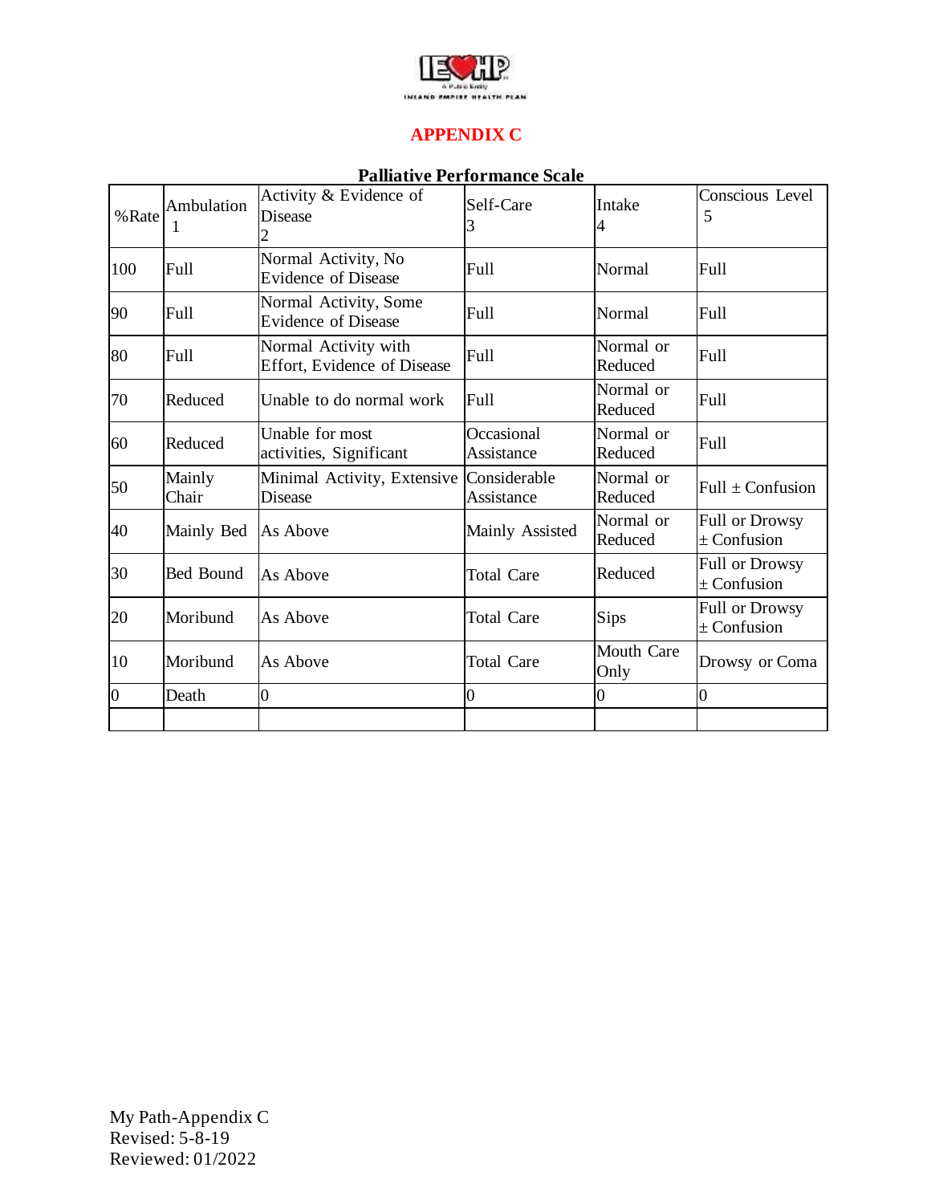# APPENDIX C

**Palliative Performance Scale**

| %Rate | Ambulation 1 | Activity & Evidence of Disease 2 | Self-Care 3 | Intake 4 | Conscious Level 5 |
|---|---|---|---|---|---|
| 100 | Full | Normal Activity, No Evidence of Disease | Full | Normal | Full |
| 90 | Full | Normal Activity, Some Evidence of Disease | Full | Normal | Full |
| 80 | Full | Normal Activity with Effort, Evidence of Disease | Full | Normal or Reduced | Full |
| 70 | Reduced | Unable to do normal work | Full | Normal or Reduced | Full |
| 60 | Reduced | Unable for most activities, Significant | Occasional Assistance | Normal or Reduced | Full |
| 50 | Mainly Chair | Minimal Activity, Extensive Disease | Considerable Assistance | Normal or Reduced | Full ± Confusion |
| 40 | Mainly Bed | As Above | Mainly Assisted | Normal or Reduced | Full or Drowsy ± Confusion |
| 30 | Bed Bound | As Above | Total Care | Reduced | Full or Drowsy ± Confusion |
| 20 | Moribund | As Above | Total Care | Sips | Full or Drowsy ± Confusion |
| 10 | Moribund | As Above | Total Care | Mouth Care Only | Drowsy or Coma |
| 0 | Death | 0 | 0 | 0 | 0 |
| | | | | | |

My Path-Appendix C
Revised: 5-8-19
Reviewed: 01/2022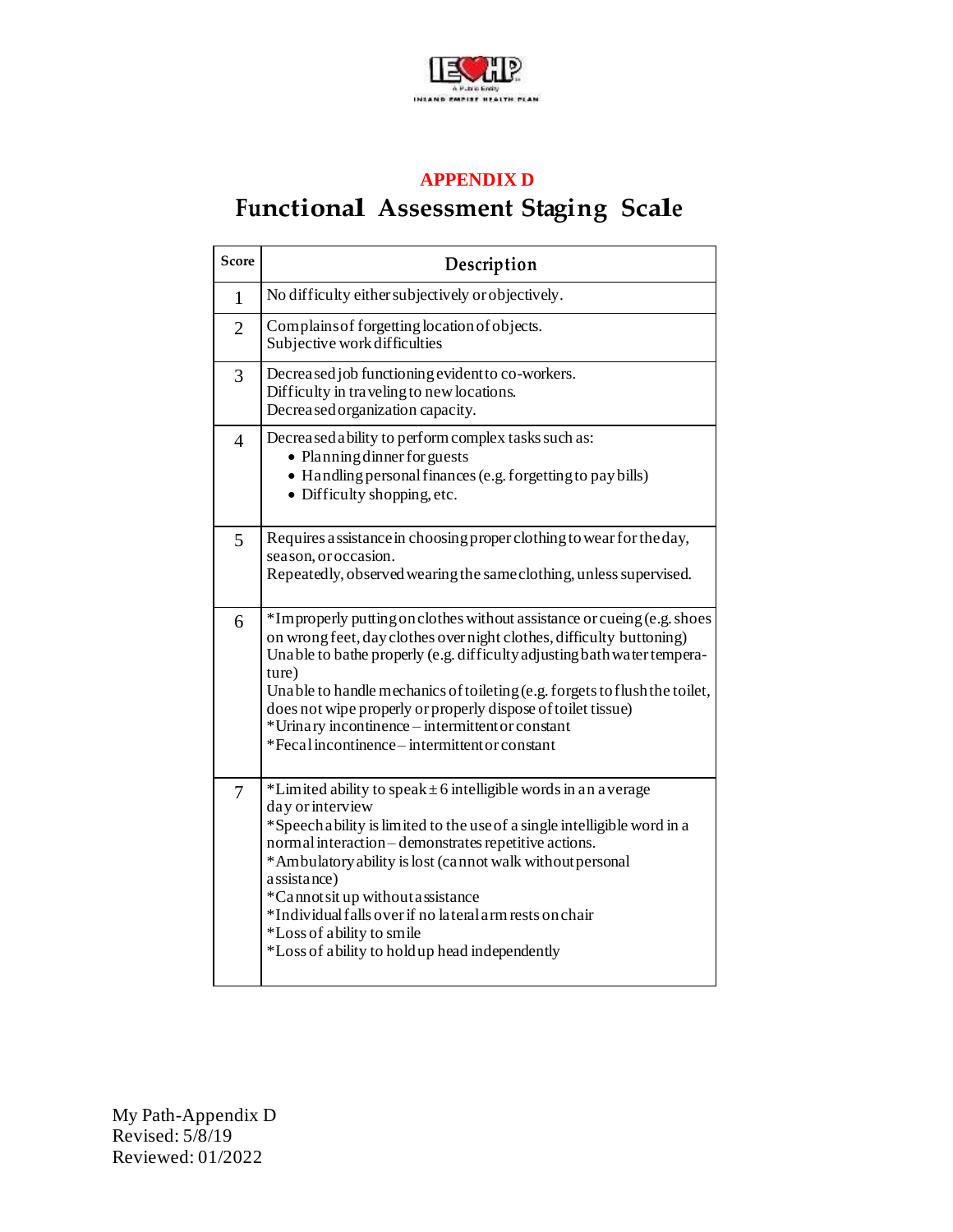## APPENDIX D

# Functional Assessment Staging Scale

| Score | Description |
|---|---|
| 1 | No difficulty either subjectively or objectively. |
| 2 | Complains of forgetting location of objects.<br>Subjective work difficulties |
| 3 | Decreased job functioning evident to co-workers.<br>Difficulty in traveling to new locations.<br>Decreased organization capacity. |
| 4 | Decreased ability to perform complex tasks such as:<br>• Planning dinner for guests<br>• Handling personal finances (e.g. forgetting to pay bills)<br>• Difficulty shopping, etc. |
| 5 | Requires assistance in choosing proper clothing to wear for the day, season, or occasion.<br>Repeatedly, observed wearing the same clothing, unless supervised. |
| 6 | *Improperly putting on clothes without assistance or cueing (e.g. shoes on wrong feet, day clothes over night clothes, difficulty buttoning)<br>Unable to bathe properly (e.g. difficulty adjusting bath water temperature)<br>Unable to handle mechanics of toileting (e.g. forgets to flush the toilet, does not wipe properly or properly dispose of toilet tissue)<br>*Urinary incontinence – intermittent or constant<br>*Fecal incontinence – intermittent or constant |
| 7 | *Limited ability to speak ± 6 intelligible words in an average day or interview<br>*Speech ability is limited to the use of a single intelligible word in a normal interaction – demonstrates repetitive actions.<br>*Ambulatory ability is lost (cannot walk without personal assistance)<br>*Cannot sit up without assistance<br>*Individual falls over if no lateral arm rests on chair<br>*Loss of ability to smile<br>*Loss of ability to hold up head independently |

My Path-Appendix D
Revised: 5/8/19
Reviewed: 01/2022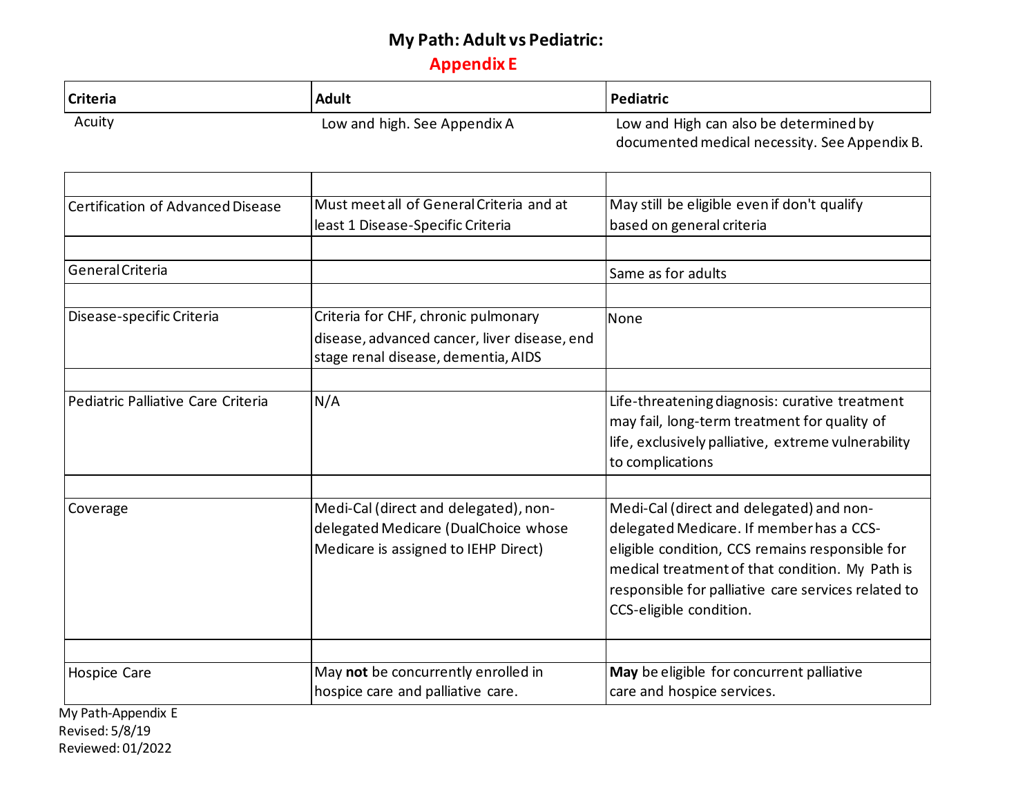# My Path: Adult vs Pediatric:

## Appendix E

| Criteria | Adult | Pediatric |
|---|---|---|
| Acuity | Low and high. See Appendix A | Low and High can also be determined by documented medical necessity. See Appendix B. |
| Certification of Advanced Disease | Must meet all of General Criteria and at least 1 Disease-Specific Criteria | May still be eligible even if don't qualify based on general criteria |
| General Criteria | | Same as for adults |
| Disease-specific Criteria | Criteria for CHF, chronic pulmonary disease, advanced cancer, liver disease, end stage renal disease, dementia, AIDS | None |
| Pediatric Palliative Care Criteria | N/A | Life-threatening diagnosis: curative treatment may fail, long-term treatment for quality of life, exclusively palliative, extreme vulnerability to complications |
| Coverage | Medi-Cal (direct and delegated), non-delegated Medicare (DualChoice whose Medicare is assigned to IEHP Direct) | Medi-Cal (direct and delegated) and non-delegated Medicare. If member has a CCS-eligible condition, CCS remains responsible for medical treatment of that condition. My Path is responsible for palliative care services related to CCS-eligible condition. |
| Hospice Care | May **not** be concurrently enrolled in hospice care and palliative care. | **May** be eligible for concurrent palliative care and hospice services. |

My Path-Appendix E
Revised: 5/8/19
Reviewed: 01/2022